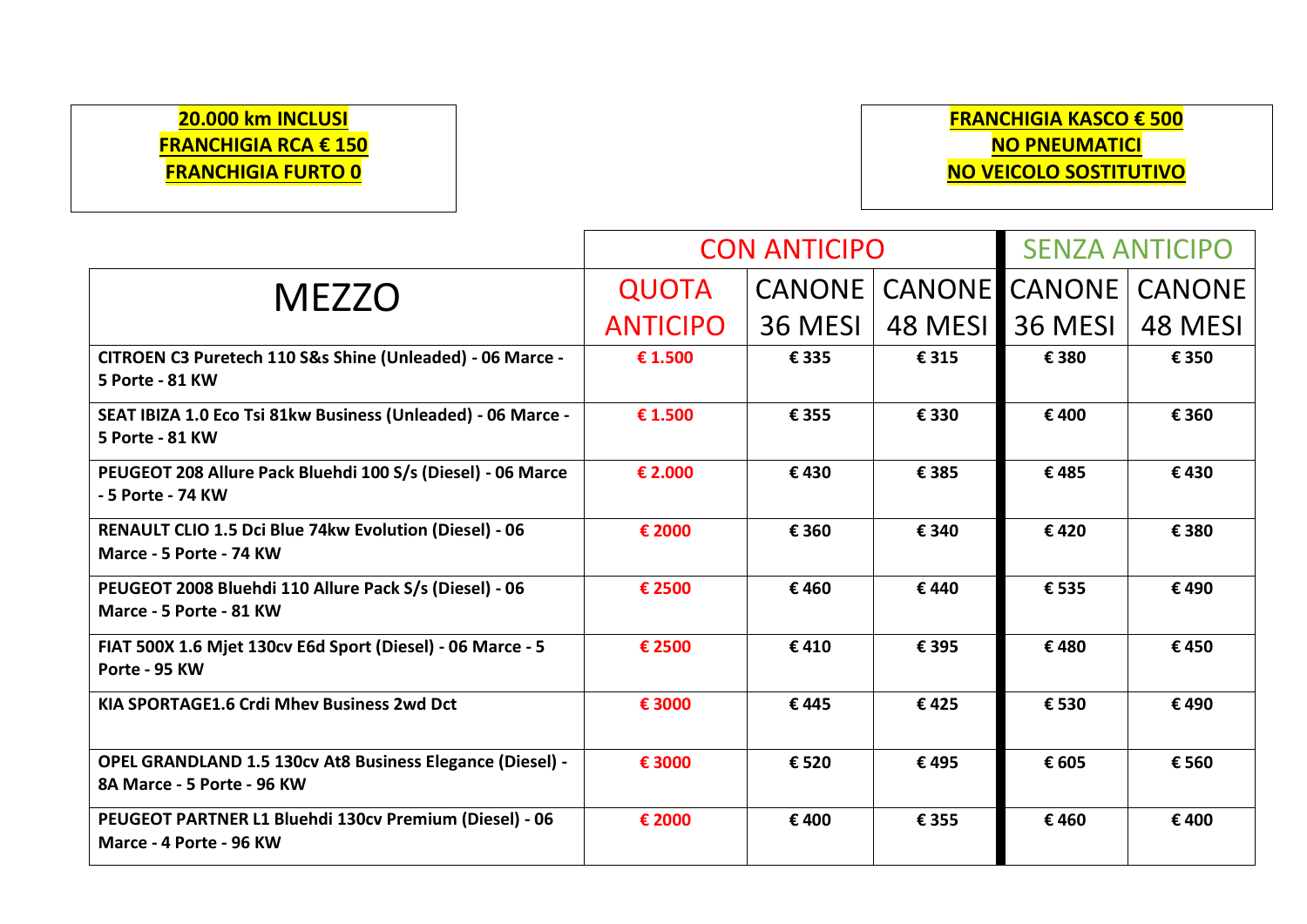**20.000 km INCLUSI**
**FRANCHIGIA RCA € 150**
**FRANCHIGIA FURTO 0**

**FRANCHIGIA KASCO € 500**
**NO PNEUMATICI**
**NO VEICOLO SOSTITUTIVO**

| MEZZO | CON ANTICIPO | | | SENZA ANTICIPO | |
|---|---|---|---|---|---|
| | QUOTA ANTICIPO | CANONE 36 MESI | CANONE 48 MESI | CANONE 36 MESI | CANONE 48 MESI |
| **CITROEN C3 Puretech 110 S&s Shine (Unleaded) - 06 Marce - 5 Porte - 81 KW** | € 1.500 | € 335 | € 315 | € 380 | € 350 |
| **SEAT IBIZA 1.0 Eco Tsi 81kw Business (Unleaded) - 06 Marce - 5 Porte - 81 KW** | € 1.500 | € 355 | € 330 | € 400 | € 360 |
| **PEUGEOT 208 Allure Pack Bluehdi 100 S/s (Diesel) - 06 Marce - 5 Porte - 74 KW** | € 2.000 | € 430 | € 385 | € 485 | € 430 |
| **RENAULT CLIO 1.5 Dci Blue 74kw Evolution (Diesel) - 06 Marce - 5 Porte - 74 KW** | € 2000 | € 360 | € 340 | € 420 | € 380 |
| **PEUGEOT 2008 Bluehdi 110 Allure Pack S/s (Diesel) - 06 Marce - 5 Porte - 81 KW** | € 2500 | € 460 | € 440 | € 535 | € 490 |
| **FIAT 500X 1.6 Mjet 130cv E6d Sport (Diesel) - 06 Marce - 5 Porte - 95 KW** | € 2500 | € 410 | € 395 | € 480 | € 450 |
| **KIA SPORTAGE1.6 Crdi Mhev Business 2wd Dct** | € 3000 | € 445 | € 425 | € 530 | € 490 |
| **OPEL GRANDLAND 1.5 130cv At8 Business Elegance (Diesel) - 8A Marce - 5 Porte - 96 KW** | € 3000 | € 520 | € 495 | € 605 | € 560 |
| **PEUGEOT PARTNER L1 Bluehdi 130cv Premium (Diesel) - 06 Marce - 4 Porte - 96 KW** | € 2000 | € 400 | € 355 | € 460 | € 400 |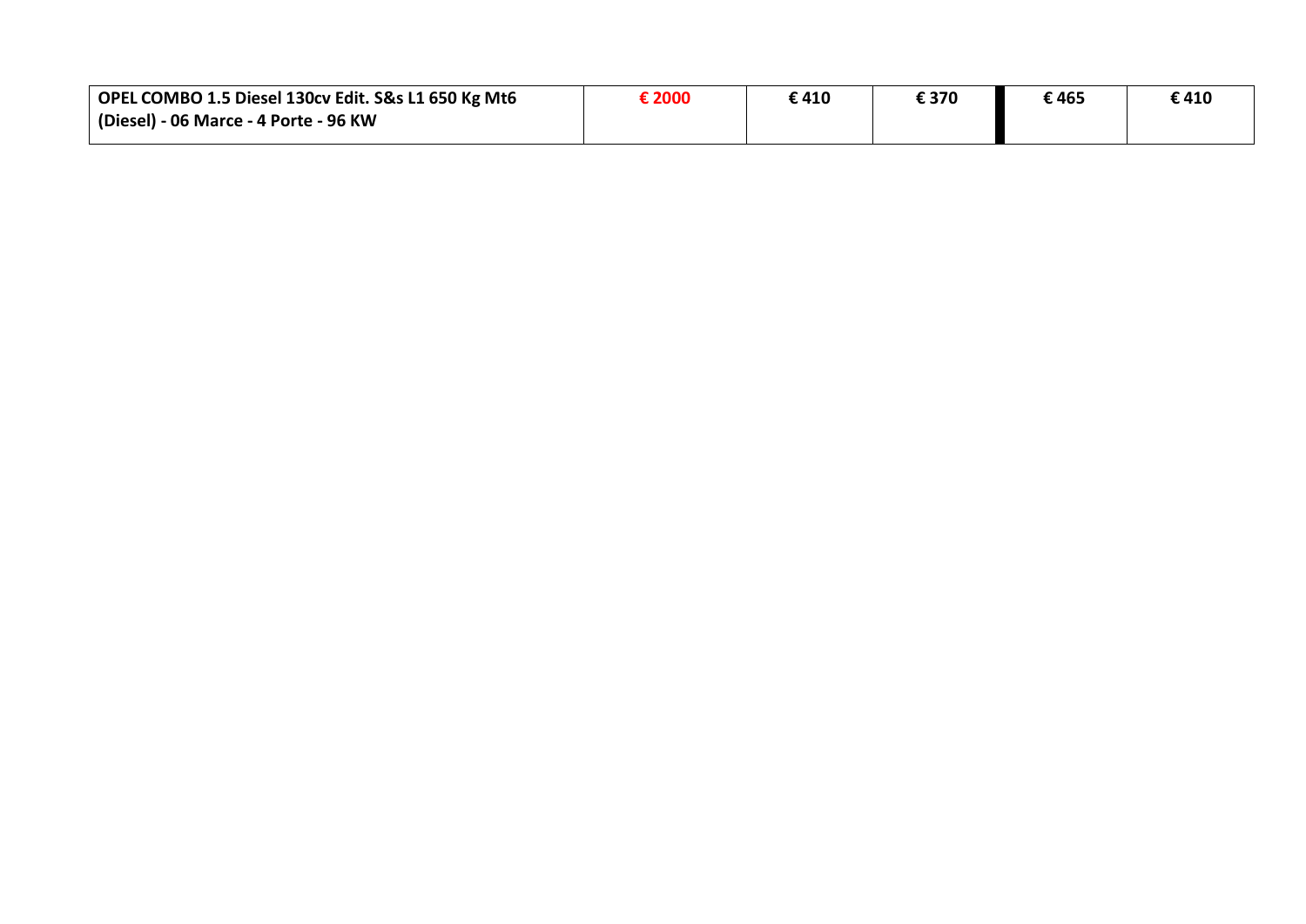| | | | | | |
|---|---|---|---|---|---|
| **OPEL COMBO 1.5 Diesel 130cv Edit. S&s L1 650 Kg Mt6 (Diesel) - 06 Marce - 4 Porte - 96 KW** | **€ 2000** | **€ 410** | **€ 370** | **€ 465** | **€ 410** |